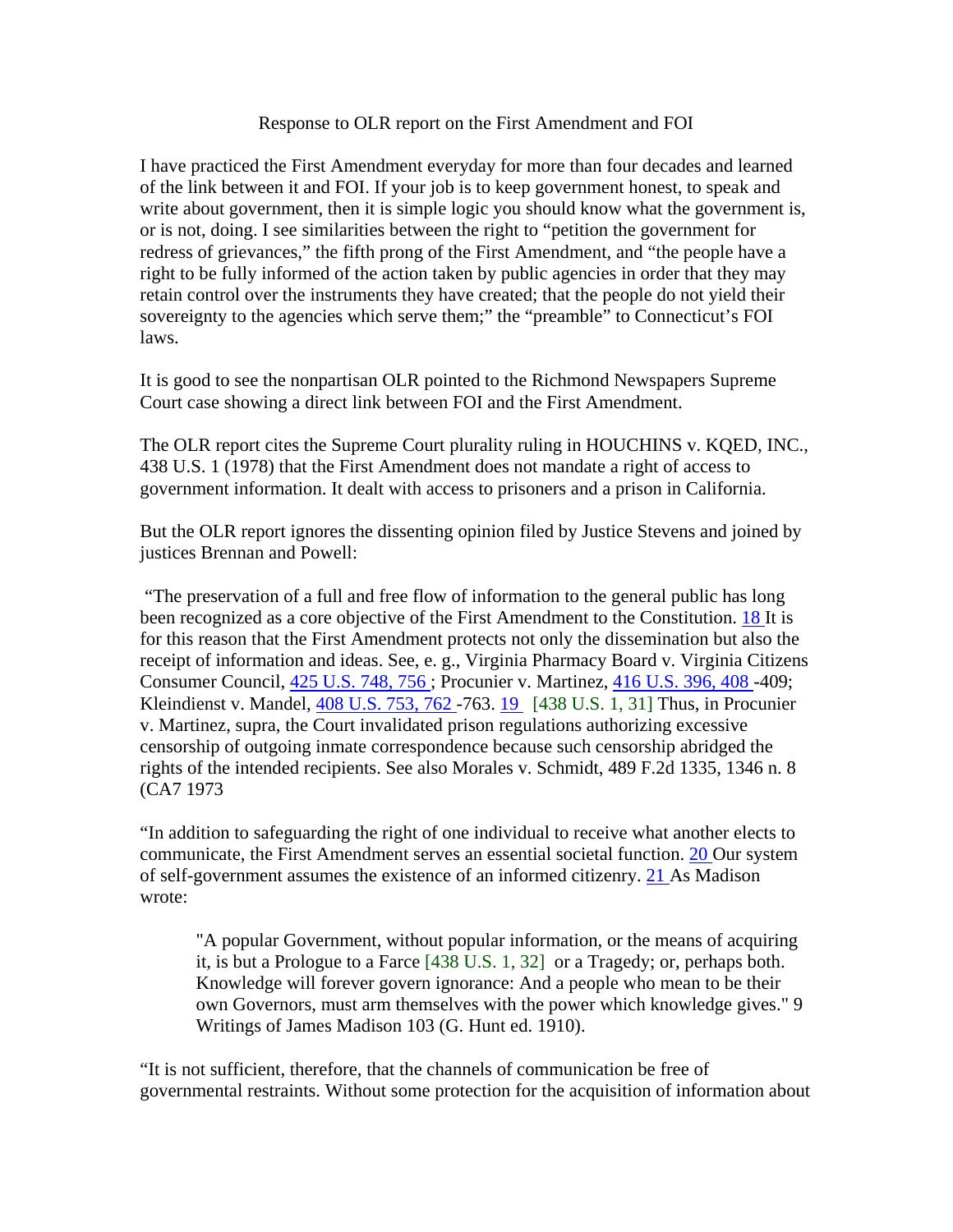# Response to OLR report on the First Amendment and FOI

I have practiced the First Amendment everyday for more than four decades and learned of the link between it and FOI. If your job is to keep government honest, to speak and write about government, then it is simple logic you should know what the government is, or is not, doing. I see similarities between the right to "petition the government for redress of grievances," the fifth prong of the First Amendment, and "the people have a right to be fully informed of the action taken by public agencies in order that they may retain control over the instruments they have created; that the people do not yield their sovereignty to the agencies which serve them;" the "preamble" to Connecticut's FOI laws.

It is good to see the nonpartisan OLR pointed to the Richmond Newspapers Supreme Court case showing a direct link between FOI and the First Amendment.

The OLR report cites the Supreme Court plurality ruling in HOUCHINS v. KQED, INC., 438 U.S. 1 (1978) that the First Amendment does not mandate a right of access to government information. It dealt with access to prisoners and a prison in California.

But the OLR report ignores the dissenting opinion filed by Justice Stevens and joined by justices Brennan and Powell:

"The preservation of a full and free flow of information to the general public has long been recognized as a core objective of the First Amendment to the Constitution. 18 It is for this reason that the First Amendment protects not only the dissemination but also the receipt of information and ideas. See, e. g., Virginia Pharmacy Board v. Virginia Citizens Consumer Council, 425 U.S. 748, 756 ; Procunier v. Martinez, 416 U.S. 396, 408 -409; Kleindienst v. Mandel, 408 U.S. 753, 762 -763. 19 [438 U.S. 1, 31] Thus, in Procunier v. Martinez, supra, the Court invalidated prison regulations authorizing excessive censorship of outgoing inmate correspondence because such censorship abridged the rights of the intended recipients. See also Morales v. Schmidt, 489 F.2d 1335, 1346 n. 8 (CA7 1973

"In addition to safeguarding the right of one individual to receive what another elects to communicate, the First Amendment serves an essential societal function. 20 Our system of self-government assumes the existence of an informed citizenry. 21 As Madison wrote:

> "A popular Government, without popular information, or the means of acquiring it, is but a Prologue to a Farce [438 U.S. 1, 32] or a Tragedy; or, perhaps both. Knowledge will forever govern ignorance: And a people who mean to be their own Governors, must arm themselves with the power which knowledge gives." 9 Writings of James Madison 103 (G. Hunt ed. 1910).

"It is not sufficient, therefore, that the channels of communication be free of governmental restraints. Without some protection for the acquisition of information about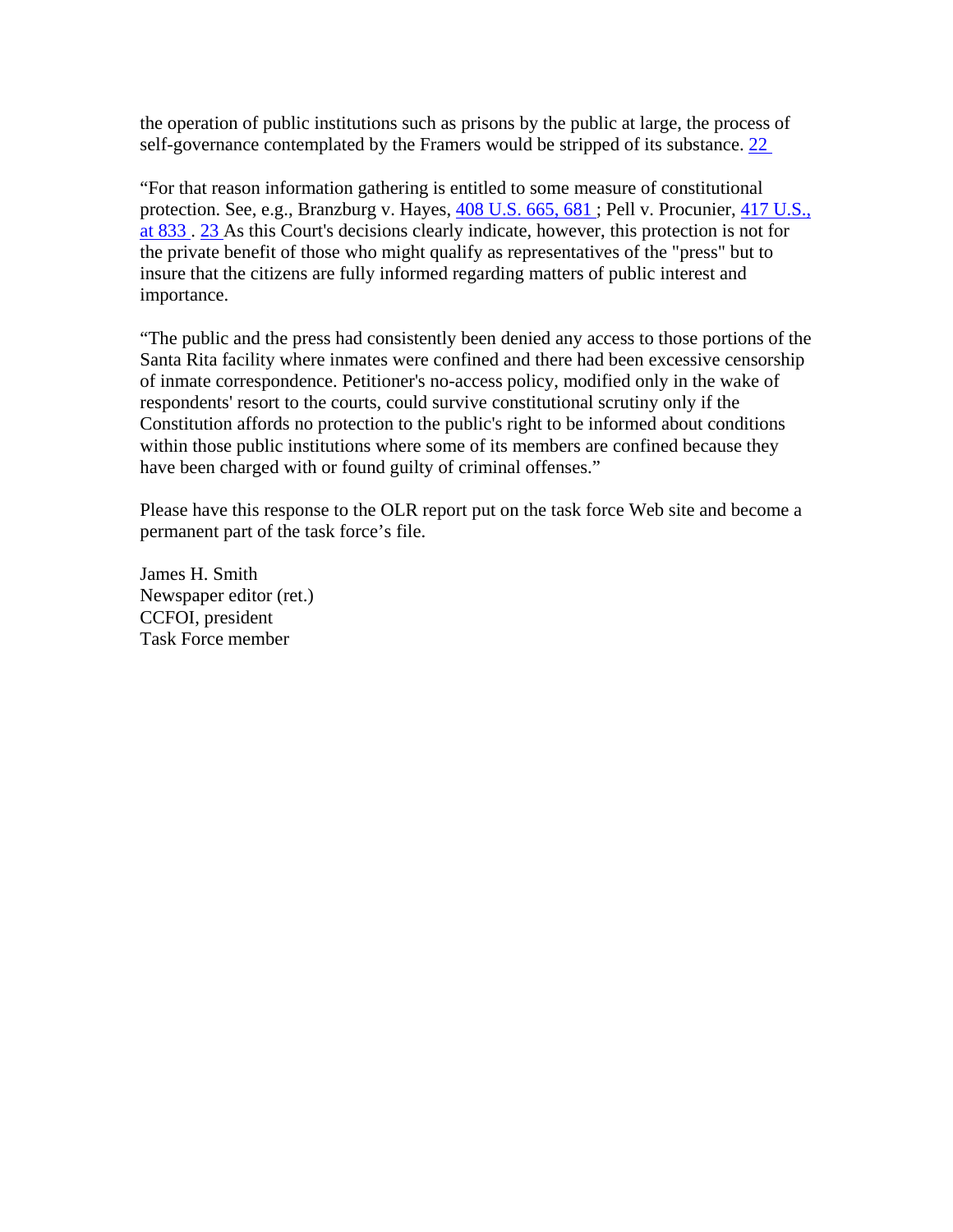the operation of public institutions such as prisons by the public at large, the process of self-governance contemplated by the Framers would be stripped of its substance. [22]

"For that reason information gathering is entitled to some measure of constitutional protection. See, e.g., Branzburg v. Hayes, 408 U.S. 665, 681 ; Pell v. Procunier, 417 U.S., at 833 . [23] As this Court's decisions clearly indicate, however, this protection is not for the private benefit of those who might qualify as representatives of the "press" but to insure that the citizens are fully informed regarding matters of public interest and importance.

"The public and the press had consistently been denied any access to those portions of the Santa Rita facility where inmates were confined and there had been excessive censorship of inmate correspondence. Petitioner's no-access policy, modified only in the wake of respondents' resort to the courts, could survive constitutional scrutiny only if the Constitution affords no protection to the public's right to be informed about conditions within those public institutions where some of its members are confined because they have been charged with or found guilty of criminal offenses."

Please have this response to the OLR report put on the task force Web site and become a permanent part of the task force's file.

James H. Smith
Newspaper editor (ret.)
CCFOI, president
Task Force member